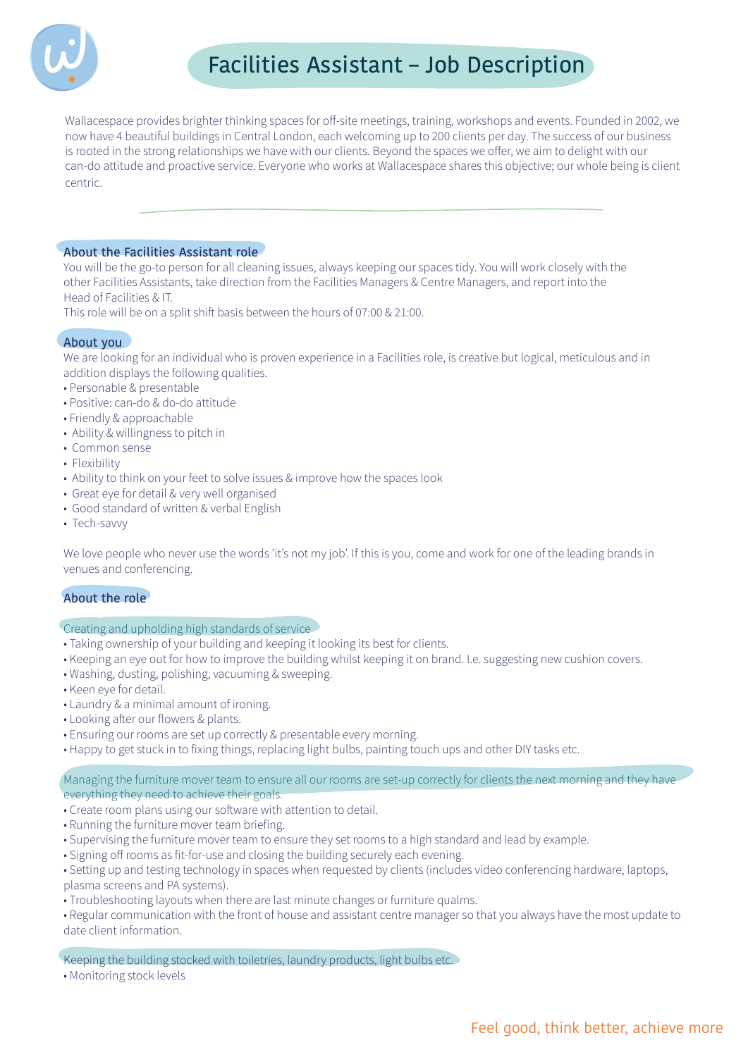# Facilities Assistant – Job Description

Wallacespace provides brighter thinking spaces for off-site meetings, training, workshops and events. Founded in 2002, we now have 4 beautiful buildings in Central London, each welcoming up to 200 clients per day. The success of our business is rooted in the strong relationships we have with our clients. Beyond the spaces we offer, we aim to delight with our can-do attitude and proactive service. Everyone who works at Wallacespace shares this objective; our whole being is client centric.

## About the Facilities Assistant role

You will be the go-to person for all cleaning issues, always keeping our spaces tidy. You will work closely with the other Facilities Assistants, take direction from the Facilities Managers & Centre Managers, and report into the Head of Facilities & IT.

This role will be on a split shift basis between the hours of 07:00 & 21:00.

## About you

We are looking for an individual who is proven experience in a Facilities role, is creative but logical, meticulous and in addition displays the following qualities.

- Personable & presentable
- Positive: can-do & do-do attitude
- Friendly & approachable
- Ability & willingness to pitch in
- Common sense
- Flexibility
- Ability to think on your feet to solve issues & improve how the spaces look
- Great eye for detail & very well organised
- Good standard of written & verbal English
- Tech-savvy

We love people who never use the words 'it's not my job'. If this is you, come and work for one of the leading brands in venues and conferencing.

## About the role

### Creating and upholding high standards of service

- Taking ownership of your building and keeping it looking its best for clients.
- Keeping an eye out for how to improve the building whilst keeping it on brand. I.e. suggesting new cushion covers.
- Washing, dusting, polishing, vacuuming & sweeping.
- Keen eye for detail.
- Laundry & a minimal amount of ironing.
- Looking after our flowers & plants.
- Ensuring our rooms are set up correctly & presentable every morning.
- Happy to get stuck in to fixing things, replacing light bulbs, painting touch ups and other DIY tasks etc.

### Managing the furniture mover team to ensure all our rooms are set-up correctly for clients the next morning and they have everything they need to achieve their goals.

- Create room plans using our software with attention to detail.
- Running the furniture mover team briefing.
- Supervising the furniture mover team to ensure they set rooms to a high standard and lead by example.
- Signing off rooms as fit-for-use and closing the building securely each evening.
- Setting up and testing technology in spaces when requested by clients (includes video conferencing hardware, laptops, plasma screens and PA systems).
- Troubleshooting layouts when there are last minute changes or furniture qualms.
- Regular communication with the front of house and assistant centre manager so that you always have the most update to date client information.

### Keeping the building stocked with toiletries, laundry products, light bulbs etc.

- Monitoring stock levels

Feel good, think better, achieve more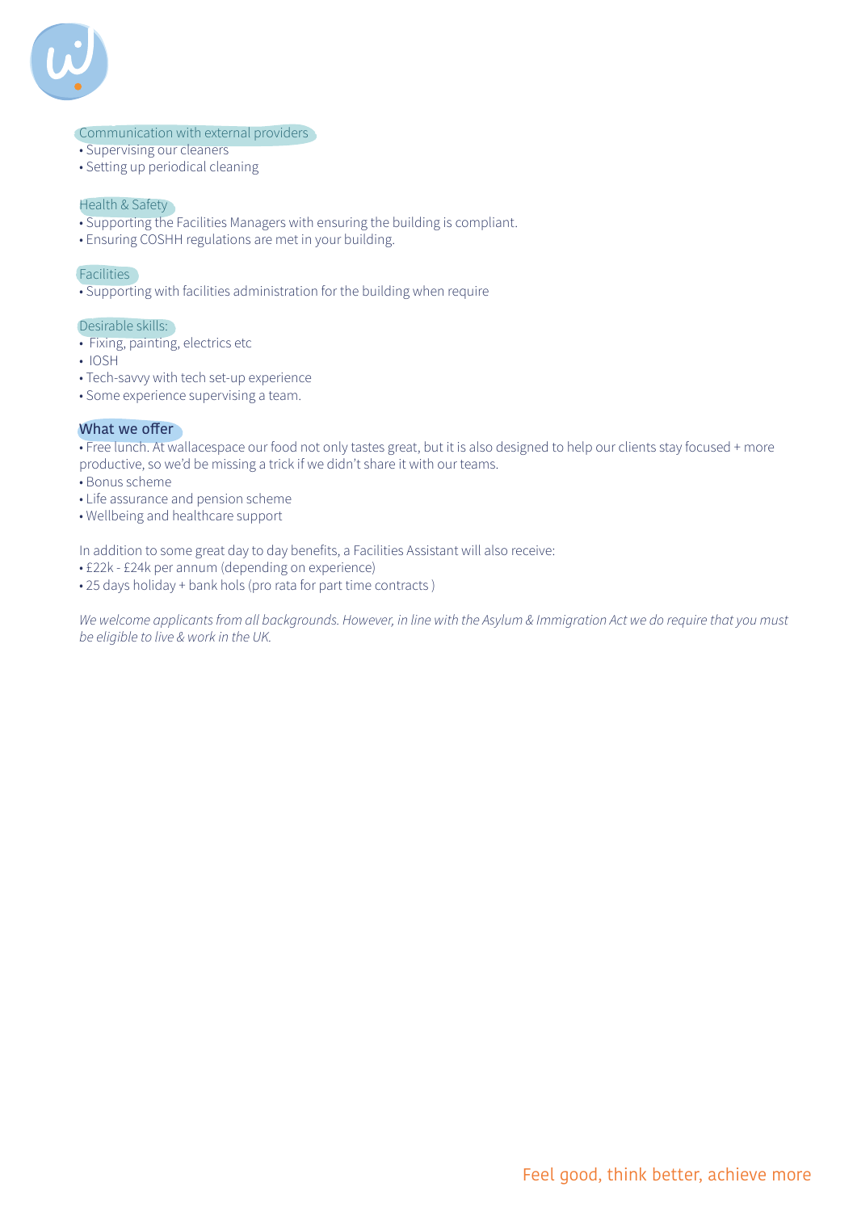### Communication with external providers

- Supervising our cleaners
- Setting up periodical cleaning

### Health & Safety

- Supporting the Facilities Managers with ensuring the building is compliant.
- Ensuring COSHH regulations are met in your building.

### Facilities

- Supporting with facilities administration for the building when require

### Desirable skills:

- Fixing, painting, electrics etc
- IOSH
- Tech-savvy with tech set-up experience
- Some experience supervising a team.

## What we offer

- Free lunch. At wallacespace our food not only tastes great, but it is also designed to help our clients stay focused + more productive, so we'd be missing a trick if we didn't share it with our teams.
- Bonus scheme
- Life assurance and pension scheme
- Wellbeing and healthcare support

In addition to some great day to day benefits, a Facilities Assistant will also receive:

- £22k - £24k per annum (depending on experience)
- 25 days holiday + bank hols (pro rata for part time contracts )

*We welcome applicants from all backgrounds. However, in line with the Asylum & Immigration Act we do require that you must be eligible to live & work in the UK.*

Feel good, think better, achieve more